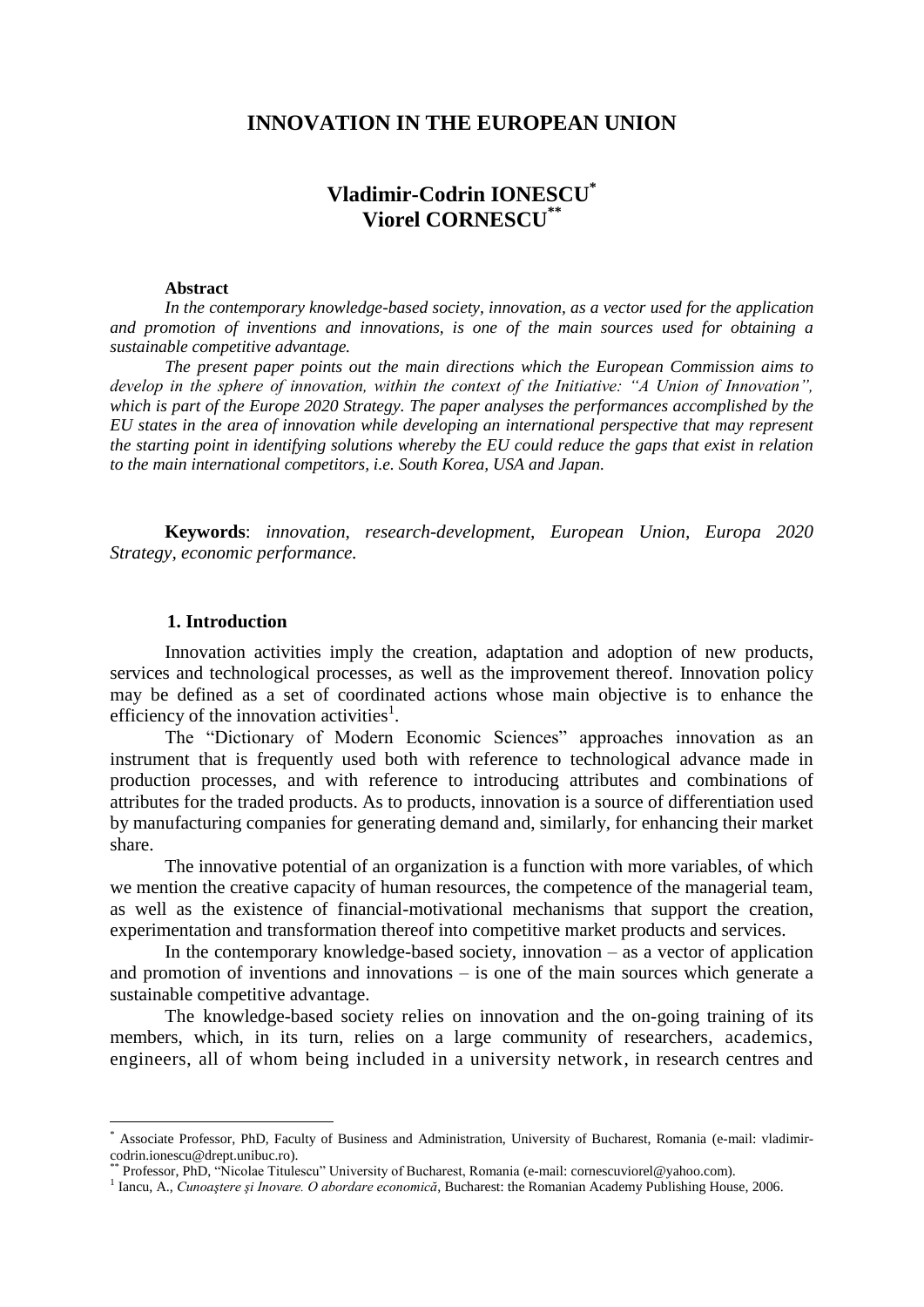# INNOVATION IN THE EUROPEAN UNION

**Vladimir-Codrin IONESCU[*]**
**Viorel CORNESCU[**]**

**Abstract**

*In the contemporary knowledge-based society, innovation, as a vector used for the application and promotion of inventions and innovations, is one of the main sources used for obtaining a sustainable competitive advantage.*

*The present paper points out the main directions which the European Commission aims to develop in the sphere of innovation, within the context of the Initiative: "A Union of Innovation", which is part of the Europe 2020 Strategy. The paper analyses the performances accomplished by the EU states in the area of innovation while developing an international perspective that may represent the starting point in identifying solutions whereby the EU could reduce the gaps that exist in relation to the main international competitors, i.e. South Korea, USA and Japan.*

**Keywords**: *innovation, research-development, European Union, Europa 2020 Strategy, economic performance.*

## 1. Introduction

Innovation activities imply the creation, adaptation and adoption of new products, services and technological processes, as well as the improvement thereof. Innovation policy may be defined as a set of coordinated actions whose main objective is to enhance the efficiency of the innovation activities[1].

The "Dictionary of Modern Economic Sciences" approaches innovation as an instrument that is frequently used both with reference to technological advance made in production processes, and with reference to introducing attributes and combinations of attributes for the traded products. As to products, innovation is a source of differentiation used by manufacturing companies for generating demand and, similarly, for enhancing their market share.

The innovative potential of an organization is a function with more variables, of which we mention the creative capacity of human resources, the competence of the managerial team, as well as the existence of financial-motivational mechanisms that support the creation, experimentation and transformation thereof into competitive market products and services.

In the contemporary knowledge-based society, innovation – as a vector of application and promotion of inventions and innovations – is one of the main sources which generate a sustainable competitive advantage.

The knowledge-based society relies on innovation and the on-going training of its members, which, in its turn, relies on a large community of researchers, academics, engineers, all of whom being included in a university network, in research centres and

---

[*] Associate Professor, PhD, Faculty of Business and Administration, University of Bucharest, Romania (e-mail: vladimir-codrin.ionescu@drept.unibuc.ro).

[**] Professor, PhD, "Nicolae Titulescu" University of Bucharest, Romania (e-mail: cornescuviorel@yahoo.com).

[1] Iancu, A., *Cunoaştere şi Inovare. O abordare economică*, Bucharest: the Romanian Academy Publishing House, 2006.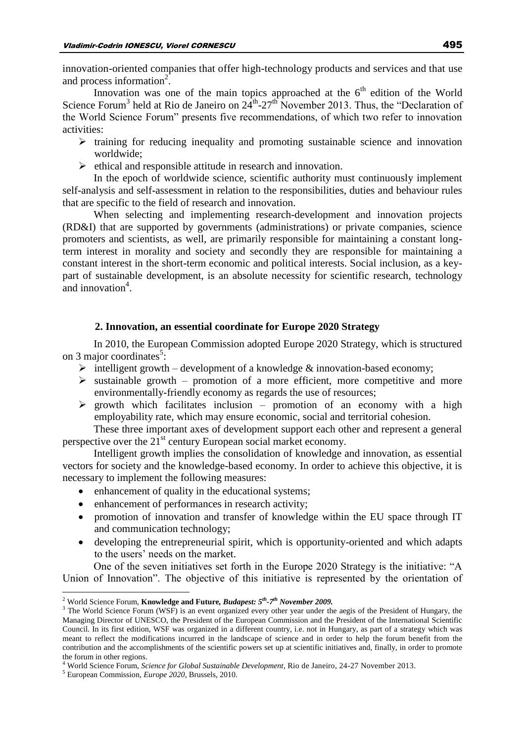innovation-oriented companies that offer high-technology products and services and that use and process information[2].

Innovation was one of the main topics approached at the 6th edition of the World Science Forum[3] held at Rio de Janeiro on 24th-27th November 2013. Thus, the "Declaration of the World Science Forum" presents five recommendations, of which two refer to innovation activities:

- training for reducing inequality and promoting sustainable science and innovation worldwide;
- ethical and responsible attitude in research and innovation.

In the epoch of worldwide science, scientific authority must continuously implement self-analysis and self-assessment in relation to the responsibilities, duties and behaviour rules that are specific to the field of research and innovation.

When selecting and implementing research-development and innovation projects (RD&I) that are supported by governments (administrations) or private companies, science promoters and scientists, as well, are primarily responsible for maintaining a constant long-term interest in morality and society and secondly they are responsible for maintaining a constant interest in the short-term economic and political interests. Social inclusion, as a key-part of sustainable development, is an absolute necessity for scientific research, technology and innovation[4].

## 2. Innovation, an essential coordinate for Europe 2020 Strategy

In 2010, the European Commission adopted Europe 2020 Strategy, which is structured on 3 major coordinates[5]:

- intelligent growth – development of a knowledge & innovation-based economy;
- sustainable growth – promotion of a more efficient, more competitive and more environmentally-friendly economy as regards the use of resources;
- growth which facilitates inclusion – promotion of an economy with a high employability rate, which may ensure economic, social and territorial cohesion.

These three important axes of development support each other and represent a general perspective over the 21st century European social market economy.

Intelligent growth implies the consolidation of knowledge and innovation, as essential vectors for society and the knowledge-based economy. In order to achieve this objective, it is necessary to implement the following measures:

- enhancement of quality in the educational systems;
- enhancement of performances in research activity;
- promotion of innovation and transfer of knowledge within the EU space through IT and communication technology;
- developing the entrepreneurial spirit, which is opportunity-oriented and which adapts to the users' needs on the market.

One of the seven initiatives set forth in the Europe 2020 Strategy is the initiative: "A Union of Innovation". The objective of this initiative is represented by the orientation of

---

[2] World Science Forum, **Knowledge and Future,** ***Budapest: 5th-7th November 2009.***

[3] The World Science Forum (WSF) is an event organized every other year under the aegis of the President of Hungary, the Managing Director of UNESCO, the President of the European Commission and the President of the International Scientific Council. In its first edition, WSF was organized in a different country, i.e. not in Hungary, as part of a strategy which was meant to reflect the modifications incurred in the landscape of science and in order to help the forum benefit from the contribution and the accomplishments of the scientific powers set up at scientific initiatives and, finally, in order to promote the forum in other regions.

[4] World Science Forum, *Science for Global Sustainable Development*, Rio de Janeiro, 24-27 November 2013.

[5] European Commission, *Europe 2020*, Brussels, 2010.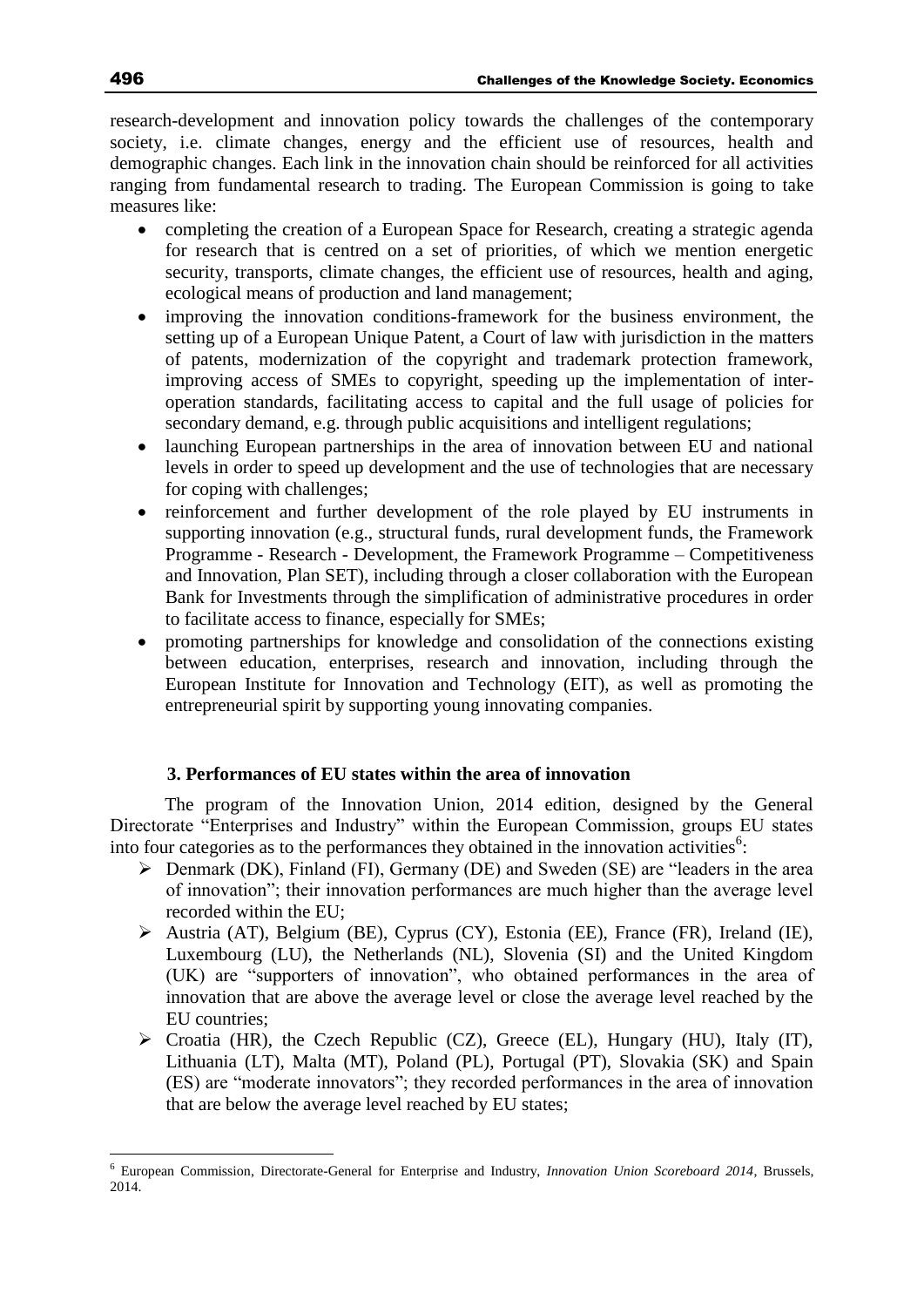research-development and innovation policy towards the challenges of the contemporary society, i.e. climate changes, energy and the efficient use of resources, health and demographic changes. Each link in the innovation chain should be reinforced for all activities ranging from fundamental research to trading. The European Commission is going to take measures like:

- completing the creation of a European Space for Research, creating a strategic agenda for research that is centred on a set of priorities, of which we mention energetic security, transports, climate changes, the efficient use of resources, health and aging, ecological means of production and land management;
- improving the innovation conditions-framework for the business environment, the setting up of a European Unique Patent, a Court of law with jurisdiction in the matters of patents, modernization of the copyright and trademark protection framework, improving access of SMEs to copyright, speeding up the implementation of inter-operation standards, facilitating access to capital and the full usage of policies for secondary demand, e.g. through public acquisitions and intelligent regulations;
- launching European partnerships in the area of innovation between EU and national levels in order to speed up development and the use of technologies that are necessary for coping with challenges;
- reinforcement and further development of the role played by EU instruments in supporting innovation (e.g., structural funds, rural development funds, the Framework Programme - Research - Development, the Framework Programme – Competitiveness and Innovation, Plan SET), including through a closer collaboration with the European Bank for Investments through the simplification of administrative procedures in order to facilitate access to finance, especially for SMEs;
- promoting partnerships for knowledge and consolidation of the connections existing between education, enterprises, research and innovation, including through the European Institute for Innovation and Technology (EIT), as well as promoting the entrepreneurial spirit by supporting young innovating companies.

### 3. Performances of EU states within the area of innovation

The program of the Innovation Union, 2014 edition, designed by the General Directorate "Enterprises and Industry" within the European Commission, groups EU states into four categories as to the performances they obtained in the innovation activities[6]:

- Denmark (DK), Finland (FI), Germany (DE) and Sweden (SE) are "leaders in the area of innovation"; their innovation performances are much higher than the average level recorded within the EU;
- Austria (AT), Belgium (BE), Cyprus (CY), Estonia (EE), France (FR), Ireland (IE), Luxembourg (LU), the Netherlands (NL), Slovenia (SI) and the United Kingdom (UK) are "supporters of innovation", who obtained performances in the area of innovation that are above the average level or close the average level reached by the EU countries;
- Croatia (HR), the Czech Republic (CZ), Greece (EL), Hungary (HU), Italy (IT), Lithuania (LT), Malta (MT), Poland (PL), Portugal (PT), Slovakia (SK) and Spain (ES) are "moderate innovators"; they recorded performances in the area of innovation that are below the average level reached by EU states;

[6] European Commission, Directorate-General for Enterprise and Industry, *Innovation Union Scoreboard 2014*, Brussels, 2014.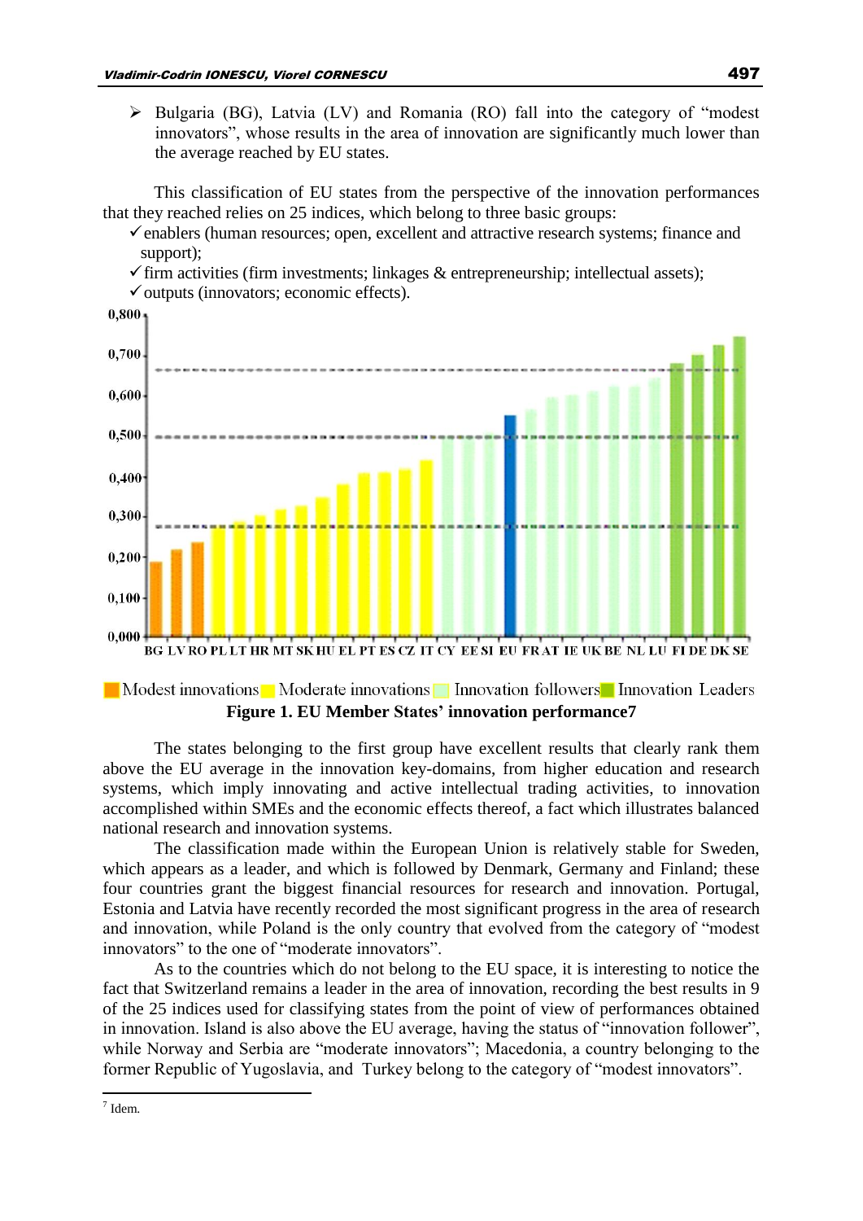- Bulgaria (BG), Latvia (LV) and Romania (RO) fall into the category of "modest innovators", whose results in the area of innovation are significantly much lower than the average reached by EU states.

This classification of EU states from the perspective of the innovation performances that they reached relies on 25 indices, which belong to three basic groups:

- ✓ enablers (human resources; open, excellent and attractive research systems; finance and support);
- ✓ firm activities (firm investments; linkages & entrepreneurship; intellectual assets);
- ✓ outputs (innovators; economic effects).

Modest innovations | Moderate innovations | Innovation followers | Innovation Leaders

**Figure 1. EU Member States' innovation performance**[7]

The states belonging to the first group have excellent results that clearly rank them above the EU average in the innovation key-domains, from higher education and research systems, which imply innovating and active intellectual trading activities, to innovation accomplished within SMEs and the economic effects thereof, a fact which illustrates balanced national research and innovation systems.

The classification made within the European Union is relatively stable for Sweden, which appears as a leader, and which is followed by Denmark, Germany and Finland; these four countries grant the biggest financial resources for research and innovation. Portugal, Estonia and Latvia have recently recorded the most significant progress in the area of research and innovation, while Poland is the only country that evolved from the category of "modest innovators" to the one of "moderate innovators".

As to the countries which do not belong to the EU space, it is interesting to notice the fact that Switzerland remains a leader in the area of innovation, recording the best results in 9 of the 25 indices used for classifying states from the point of view of performances obtained in innovation. Island is also above the EU average, having the status of "innovation follower", while Norway and Serbia are "moderate innovators"; Macedonia, a country belonging to the former Republic of Yugoslavia, and Turkey belong to the category of "modest innovators".

---

[7] Idem.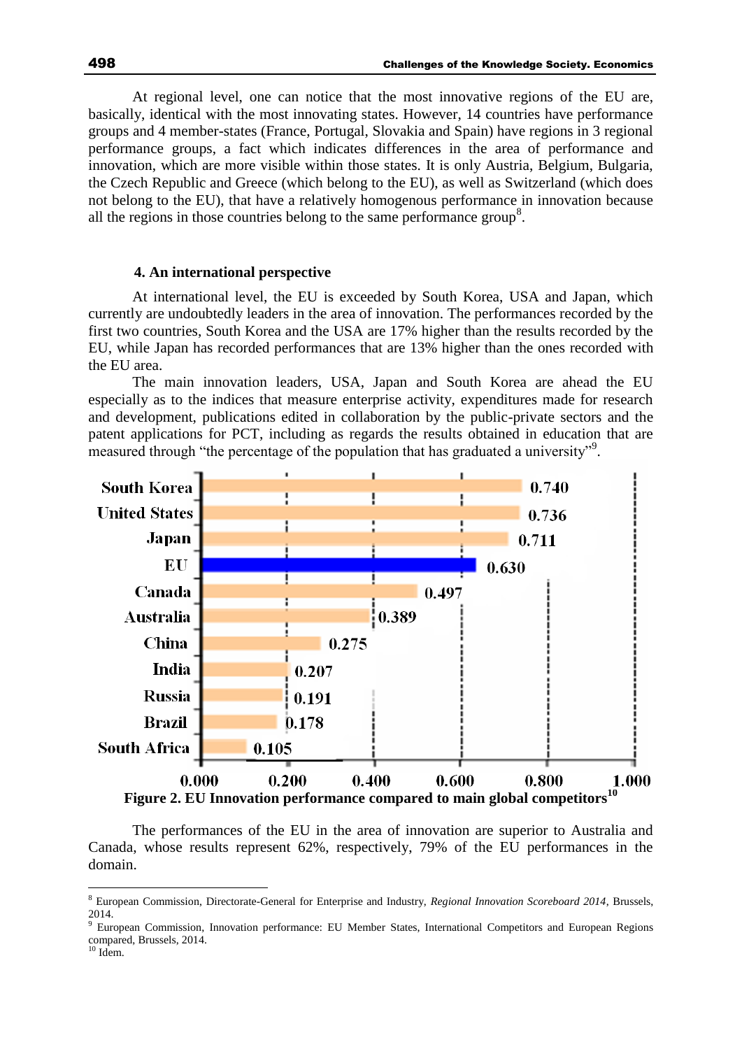At regional level, one can notice that the most innovative regions of the EU are, basically, identical with the most innovating states. However, 14 countries have performance groups and 4 member-states (France, Portugal, Slovakia and Spain) have regions in 3 regional performance groups, a fact which indicates differences in the area of performance and innovation, which are more visible within those states. It is only Austria, Belgium, Bulgaria, the Czech Republic and Greece (which belong to the EU), as well as Switzerland (which does not belong to the EU), that have a relatively homogenous performance in innovation because all the regions in those countries belong to the same performance group[8].

### 4. An international perspective

At international level, the EU is exceeded by South Korea, USA and Japan, which currently are undoubtedly leaders in the area of innovation. The performances recorded by the first two countries, South Korea and the USA are 17% higher than the results recorded by the EU, while Japan has recorded performances that are 13% higher than the ones recorded with the EU area.

The main innovation leaders, USA, Japan and South Korea are ahead the EU especially as to the indices that measure enterprise activity, expenditures made for research and development, publications edited in collaboration by the public-private sectors and the patent applications for PCT, including as regards the results obtained in education that are measured through "the percentage of the population that has graduated a university"[9].

| Country | Innovation performance |
|---|---|
| South Korea | 0.740 |
| United States | 0.736 |
| Japan | 0.711 |
| EU | 0.630 |
| Canada | 0.497 |
| Australia | 0.389 |
| China | 0.275 |
| India | 0.207 |
| Russia | 0.191 |
| Brazil | 0.178 |
| South Africa | 0.105 |

**Figure 2. EU Innovation performance compared to main global competitors[10]**

The performances of the EU in the area of innovation are superior to Australia and Canada, whose results represent 62%, respectively, 79% of the EU performances in the domain.

---

[8] European Commission, Directorate-General for Enterprise and Industry, *Regional Innovation Scoreboard 2014*, Brussels, 2014.

[9] European Commission, Innovation performance: EU Member States, International Competitors and European Regions compared, Brussels, 2014.

[10] Idem.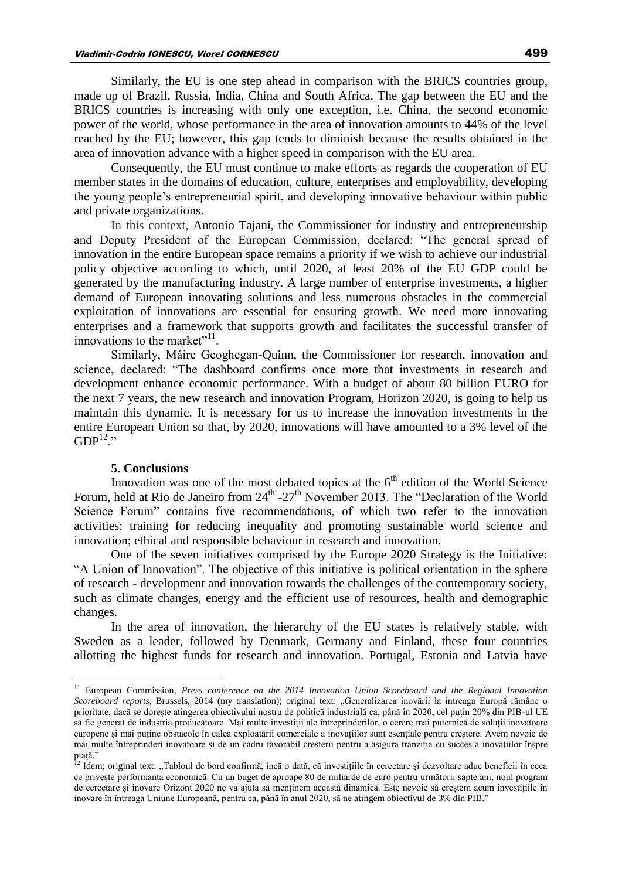Similarly, the EU is one step ahead in comparison with the BRICS countries group, made up of Brazil, Russia, India, China and South Africa. The gap between the EU and the BRICS countries is increasing with only one exception, i.e. China, the second economic power of the world, whose performance in the area of innovation amounts to 44% of the level reached by the EU; however, this gap tends to diminish because the results obtained in the area of innovation advance with a higher speed in comparison with the EU area.

Consequently, the EU must continue to make efforts as regards the cooperation of EU member states in the domains of education, culture, enterprises and employability, developing the young people's entrepreneurial spirit, and developing innovative behaviour within public and private organizations.

In this context, Antonio Tajani, the Commissioner for industry and entrepreneurship and Deputy President of the European Commission, declared: "The general spread of innovation in the entire European space remains a priority if we wish to achieve our industrial policy objective according to which, until 2020, at least 20% of the EU GDP could be generated by the manufacturing industry. A large number of enterprise investments, a higher demand of European innovating solutions and less numerous obstacles in the commercial exploitation of innovations are essential for ensuring growth. We need more innovating enterprises and a framework that supports growth and facilitates the successful transfer of innovations to the market"[11].

Similarly, Máire Geoghegan-Quinn, the Commissioner for research, innovation and science, declared: "The dashboard confirms once more that investments in research and development enhance economic performance. With a budget of about 80 billion EURO for the next 7 years, the new research and innovation Program, Horizon 2020, is going to help us maintain this dynamic. It is necessary for us to increase the innovation investments in the entire European Union so that, by 2020, innovations will have amounted to a 3% level of the GDP[12]."

## 5. Conclusions

Innovation was one of the most debated topics at the 6th edition of the World Science Forum, held at Rio de Janeiro from 24th -27th November 2013. The "Declaration of the World Science Forum" contains five recommendations, of which two refer to the innovation activities: training for reducing inequality and promoting sustainable world science and innovation; ethical and responsible behaviour in research and innovation.

One of the seven initiatives comprised by the Europe 2020 Strategy is the Initiative: "A Union of Innovation". The objective of this initiative is political orientation in the sphere of research - development and innovation towards the challenges of the contemporary society, such as climate changes, energy and the efficient use of resources, health and demographic changes.

In the area of innovation, the hierarchy of the EU states is relatively stable, with Sweden as a leader, followed by Denmark, Germany and Finland, these four countries allotting the highest funds for research and innovation. Portugal, Estonia and Latvia have

---

[11] European Commission, *Press conference on the 2014 Innovation Union Scoreboard and the Regional Innovation Scoreboard reports*, Brussels, 2014 (my translation); original text: „Generalizarea inovării la întreaga Europă rămâne o prioritate, dacă se dorește atingerea obiectivului nostru de politică industrială ca, până în 2020, cel puțin 20% din PIB-ul UE să fie generat de industria producătoare. Mai multe investiții ale întreprinderilor, o cerere mai puternică de soluții inovatoare europene și mai puține obstacole în calea exploatării comerciale a inovațiilor sunt esențiale pentru creștere. Avem nevoie de mai multe întreprinderi inovatoare și de un cadru favorabil creșterii pentru a asigura tranziția cu succes a inovațiilor înspre piață."

[12] Idem; original text: „Tabloul de bord confirmă, încă o dată, că investițiile în cercetare și dezvoltare aduc beneficii în ceea ce privește performanța economică. Cu un buget de aproape 80 de miliarde de euro pentru următorii șapte ani, noul program de cercetare și inovare Orizont 2020 ne va ajuta să menținem această dinamică. Este nevoie să creștem acum investițiile în inovare în întreaga Uniune Europeană, pentru ca, până în anul 2020, să ne atingem obiectivul de 3% din PIB."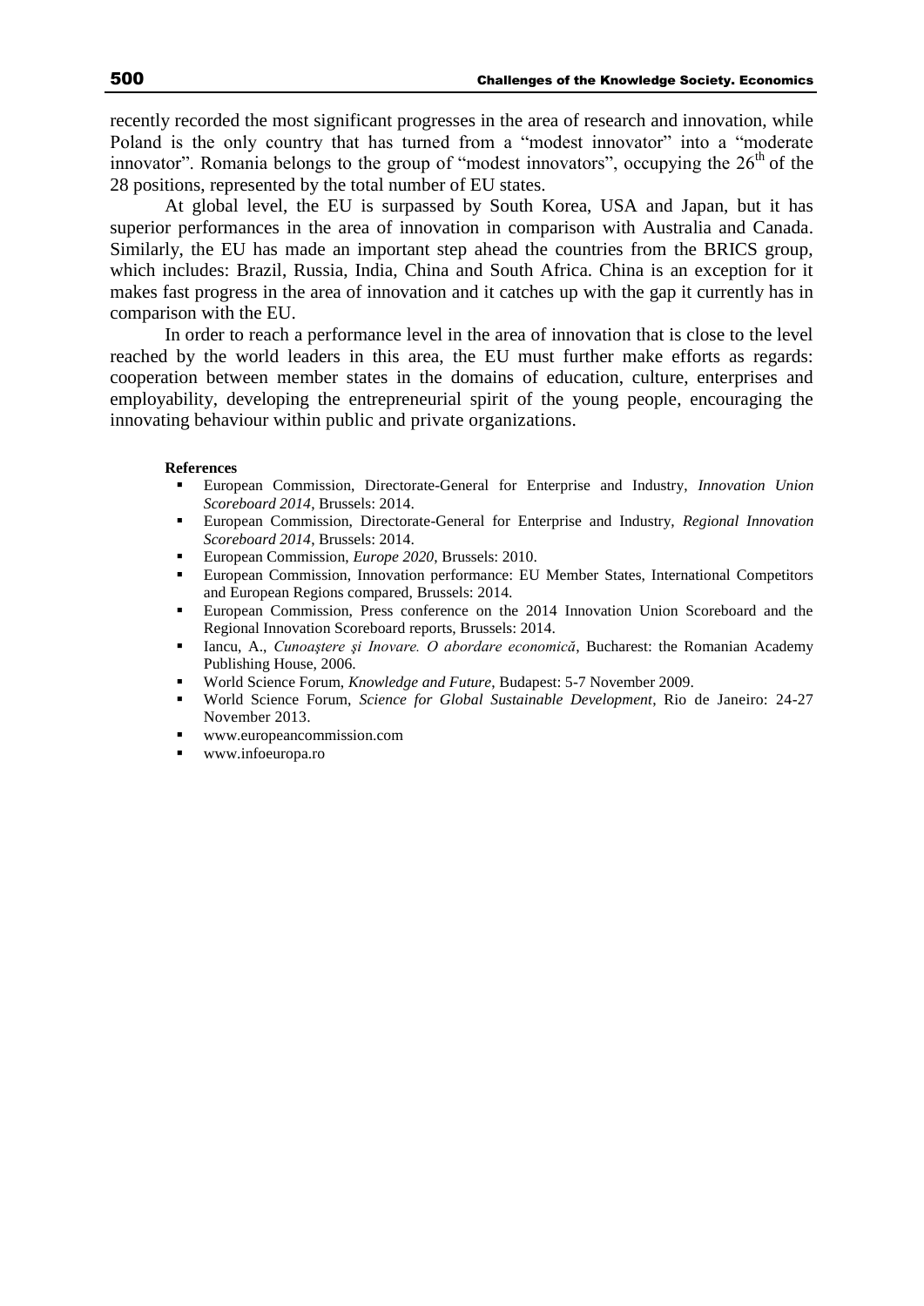recently recorded the most significant progresses in the area of research and innovation, while Poland is the only country that has turned from a "modest innovator" into a "moderate innovator". Romania belongs to the group of "modest innovators", occupying the 26th of the 28 positions, represented by the total number of EU states.

At global level, the EU is surpassed by South Korea, USA and Japan, but it has superior performances in the area of innovation in comparison with Australia and Canada. Similarly, the EU has made an important step ahead the countries from the BRICS group, which includes: Brazil, Russia, India, China and South Africa. China is an exception for it makes fast progress in the area of innovation and it catches up with the gap it currently has in comparison with the EU.

In order to reach a performance level in the area of innovation that is close to the level reached by the world leaders in this area, the EU must further make efforts as regards: cooperation between member states in the domains of education, culture, enterprises and employability, developing the entrepreneurial spirit of the young people, encouraging the innovating behaviour within public and private organizations.

**References**

- European Commission, Directorate-General for Enterprise and Industry, *Innovation Union Scoreboard 2014*, Brussels: 2014.
- European Commission, Directorate-General for Enterprise and Industry, *Regional Innovation Scoreboard 2014*, Brussels: 2014.
- European Commission, *Europe 2020*, Brussels: 2010.
- European Commission, Innovation performance: EU Member States, International Competitors and European Regions compared, Brussels: 2014.
- European Commission, Press conference on the 2014 Innovation Union Scoreboard and the Regional Innovation Scoreboard reports, Brussels: 2014.
- Iancu, A., *Cunoaştere şi Inovare. O abordare economică*, Bucharest: the Romanian Academy Publishing House, 2006.
- World Science Forum, *Knowledge and Future*, Budapest: 5-7 November 2009.
- World Science Forum, *Science for Global Sustainable Development*, Rio de Janeiro: 24-27 November 2013.
- www.europeancommission.com
- www.infoeuropa.ro